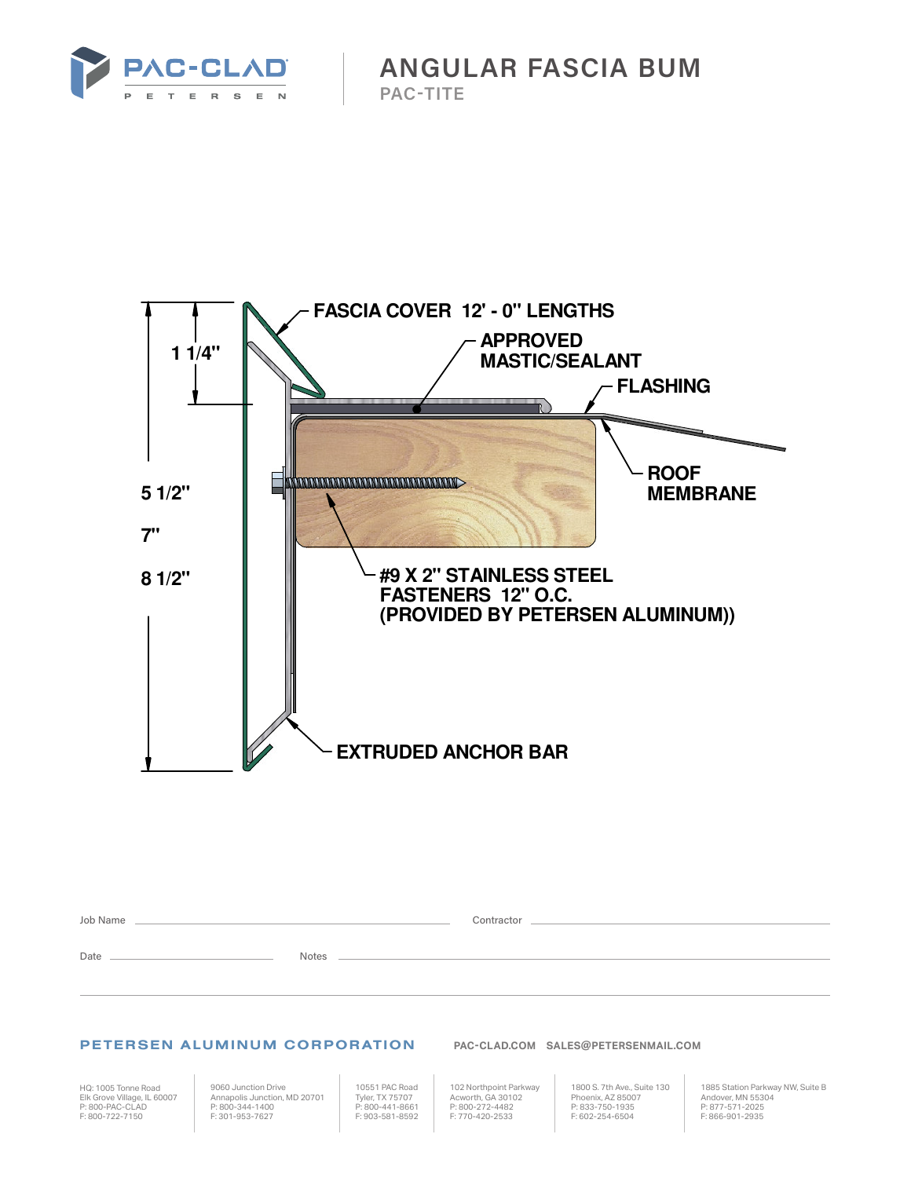PAC-CLAD
PETERSEN

# ANGULAR FASCIA BUM

## PAC-TITE

FASCIA COVER 12' - 0" LENGTHS

APPROVED MASTIC/SEALANT

FLASHING

1 1/4"

ROOF MEMBRANE

5 1/2"

7"

8 1/2"

#9 X 2" STAINLESS STEEL FASTENERS 12" O.C. (PROVIDED BY PETERSEN ALUMINUM))

EXTRUDED ANCHOR BAR

Job Name ____________________ Contractor ____________________

Date ____________________ Notes ____________________

**PETERSEN ALUMINUM CORPORATION**

PAC-CLAD.COM SALES@PETERSENMAIL.COM

HQ: 1005 Tonne Road
Elk Grove Village, IL 60007
P: 800-PAC-CLAD
F: 800-722-7150

9060 Junction Drive
Annapolis Junction, MD 20701
P: 800-344-1400
F: 301-953-7627

10551 PAC Road
Tyler, TX 75707
P: 800-441-8661
F: 903-581-8592

102 Northpoint Parkway
Acworth, GA 30102
P: 800-272-4482
F: 770-420-2533

1800 S. 7th Ave., Suite 130
Phoenix, AZ 85007
P: 833-750-1935
F: 602-254-6504

1885 Station Parkway NW, Suite B
Andover, MN 55304
P: 877-571-2025
F: 866-901-2935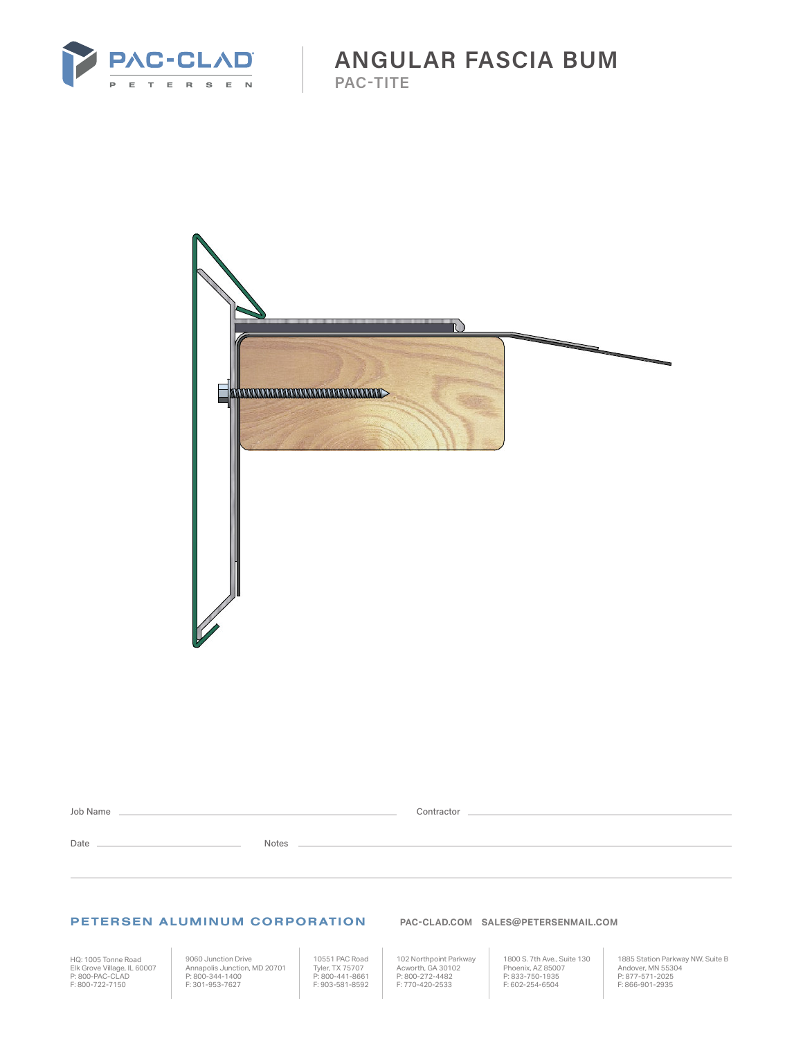# ANGULAR FASCIA BUM

## PAC-TITE

Job Name ______________________ Contractor ______________________

Date ______________ Notes ______________________

**PETERSEN ALUMINUM CORPORATION**

PAC-CLAD.COM SALES@PETERSENMAIL.COM

HQ: 1005 Tonne Road
Elk Grove Village, IL 60007
P: 800-PAC-CLAD
F: 800-722-7150

9060 Junction Drive
Annapolis Junction, MD 20701
P: 800-344-1400
F: 301-953-7627

10551 PAC Road
Tyler, TX 75707
P: 800-441-8661
F: 903-581-8592

102 Northpoint Parkway
Acworth, GA 30102
P: 800-272-4482
F: 770-420-2533

1800 S. 7th Ave., Suite 130
Phoenix, AZ 85007
P: 833-750-1935
F: 602-254-6504

1885 Station Parkway NW, Suite B
Andover, MN 55304
P: 877-571-2025
F: 866-901-2935